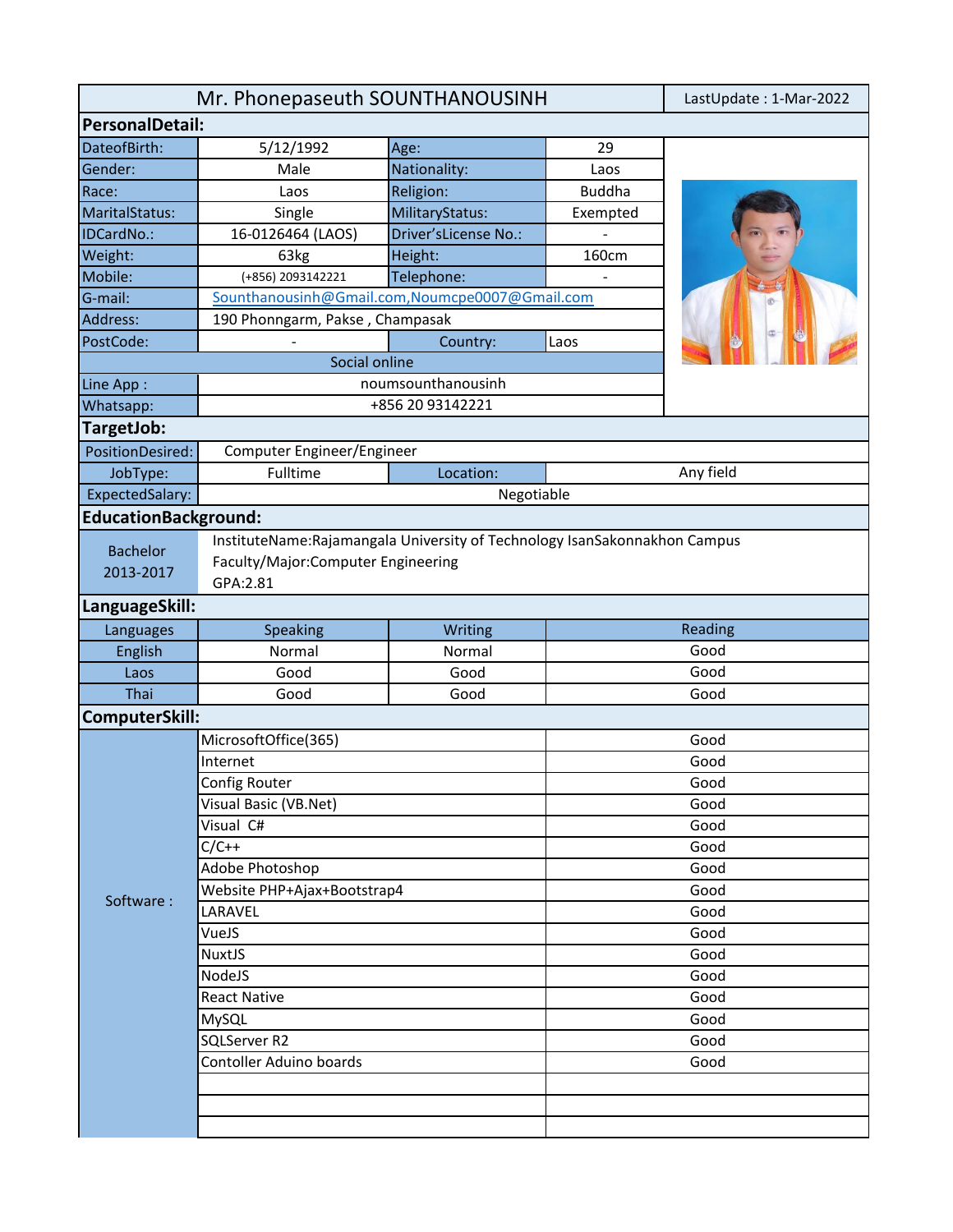| Mr. Phonepaseuth SOUNTHANOUSINH | | | | LastUpdate : 1-Mar-2022 |
|---|---|---|---|---|

## PersonalDetail:

| | | | |
|---|---|---|---|
| DateofBirth: | 5/12/1992 | Age: | 29 |
| Gender: | Male | Nationality: | Laos |
| Race: | Laos | Religion: | Buddha |
| MaritalStatus: | Single | MilitaryStatus: | Exempted |
| IDCardNo.: | 16-0126464 (LAOS) | Driver'sLicense No.: | - |
| Weight: | 63kg | Height: | 160cm |
| Mobile: | (+856) 2093142221 | Telephone: | - |
| G-mail: | Sounthanousinh@Gmail.com,Noumcpe0007@Gmail.com | | |
| Address: | 190 Phonngarm, Pakse , Champasak | | |
| PostCode: | - | Country: | Laos |
| Social online | | | |
| Line App : | noumsounthanousinh | | |
| Whatsapp: | +856 20 93142221 | | |

## TargetJob:

| | | | |
|---|---|---|---|
| PositionDesired: | Computer Engineer/Engineer | | |
| JobType: | Fulltime | Location: | Any field |
| ExpectedSalary: | Negotiable | | |

## EducationBackground:

| | |
|---|---|
| Bachelor 2013-2017 | InstituteName:Rajamangala University of Technology IsanSakonnakhon Campus<br>Faculty/Major:Computer Engineering<br>GPA:2.81 |

## LanguageSkill:

| Languages | Speaking | Writing | Reading |
|---|---|---|---|
| English | Normal | Normal | Good |
| Laos | Good | Good | Good |
| Thai | Good | Good | Good |

## ComputerSkill:

| | | |
|---|---|---|
| Software : | MicrosoftOffice(365) | Good |
| | Internet | Good |
| | Config Router | Good |
| | Visual Basic (VB.Net) | Good |
| | Visual C# | Good |
| | C/C++ | Good |
| | Adobe Photoshop | Good |
| | Website PHP+Ajax+Bootstrap4 | Good |
| | LARAVEL | Good |
| | VueJS | Good |
| | NuxtJS | Good |
| | NodeJS | Good |
| | React Native | Good |
| | MySQL | Good |
| | SQLServer R2 | Good |
| | Contoller Aduino boards | Good |
| | | |
| | | |
| | | |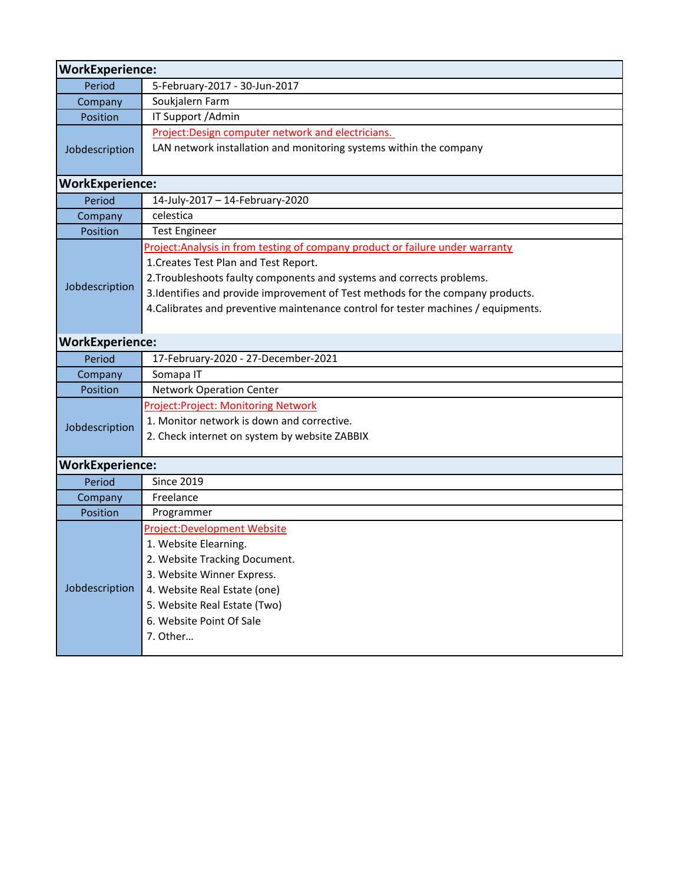| WorkExperience: | |
|---|---|
| Period | 5-February-2017 - 30-Jun-2017 |
| Company | Soukjalern Farm |
| Position | IT Support /Admin |
| Jobdescription | Project:Design computer network and electricians.<br>LAN network installation and monitoring systems within the company |

| WorkExperience: | |
|---|---|
| Period | 14-July-2017 – 14-February-2020 |
| Company | celestica |
| Position | Test Engineer |
| Jobdescription | Project:Analysis in from testing of company product or failure under warranty<br>1.Creates Test Plan and Test Report.<br>2.Troubleshoots faulty components and systems and corrects problems.<br>3.Identifies and provide improvement of Test methods for the company products.<br>4.Calibrates and preventive maintenance control for tester machines / equipments. |

| WorkExperience: | |
|---|---|
| Period | 17-February-2020 - 27-December-2021 |
| Company | Somapa IT |
| Position | Network Operation Center |
| Jobdescription | Project:Project: Monitoring Network<br>1. Monitor network is down and corrective.<br>2. Check internet on system by website ZABBIX |

| WorkExperience: | |
|---|---|
| Period | Since 2019 |
| Company | Freelance |
| Position | Programmer |
| Jobdescription | Project:Development Website<br>1. Website Elearning.<br>2. Website Tracking Document.<br>3. Website Winner Express.<br>4. Website Real Estate (one)<br>5. Website Real Estate (Two)<br>6. Website Point Of Sale<br>7. Other… |